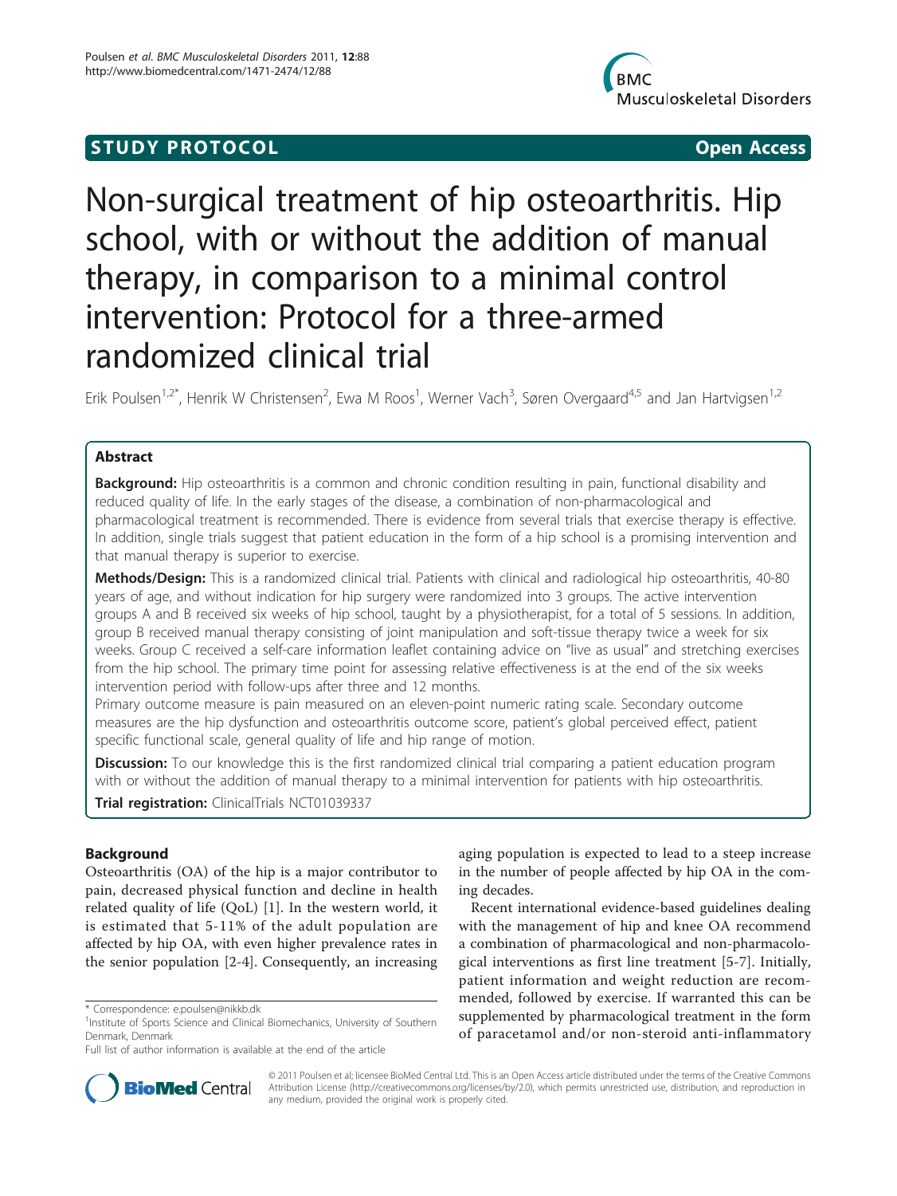STUDY PROTOCOL Open Access

# Non-surgical treatment of hip osteoarthritis. Hip school, with or without the addition of manual therapy, in comparison to a minimal control intervention: Protocol for a three-armed randomized clinical trial

Erik Poulsen[1,2*], Henrik W Christensen[2], Ewa M Roos[1], Werner Vach[3], Søren Overgaard[4,5] and Jan Hartvigsen[1,2]

## Abstract

**Background:** Hip osteoarthritis is a common and chronic condition resulting in pain, functional disability and reduced quality of life. In the early stages of the disease, a combination of non-pharmacological and pharmacological treatment is recommended. There is evidence from several trials that exercise therapy is effective. In addition, single trials suggest that patient education in the form of a hip school is a promising intervention and that manual therapy is superior to exercise.

**Methods/Design:** This is a randomized clinical trial. Patients with clinical and radiological hip osteoarthritis, 40-80 years of age, and without indication for hip surgery were randomized into 3 groups. The active intervention groups A and B received six weeks of hip school, taught by a physiotherapist, for a total of 5 sessions. In addition, group B received manual therapy consisting of joint manipulation and soft-tissue therapy twice a week for six weeks. Group C received a self-care information leaflet containing advice on "live as usual" and stretching exercises from the hip school. The primary time point for assessing relative effectiveness is at the end of the six weeks intervention period with follow-ups after three and 12 months.

Primary outcome measure is pain measured on an eleven-point numeric rating scale. Secondary outcome measures are the hip dysfunction and osteoarthritis outcome score, patient's global perceived effect, patient specific functional scale, general quality of life and hip range of motion.

**Discussion:** To our knowledge this is the first randomized clinical trial comparing a patient education program with or without the addition of manual therapy to a minimal intervention for patients with hip osteoarthritis.

**Trial registration:** ClinicalTrials NCT01039337

## Background

Osteoarthritis (OA) of the hip is a major contributor to pain, decreased physical function and decline in health related quality of life (QoL) [1]. In the western world, it is estimated that 5-11% of the adult population are affected by hip OA, with even higher prevalence rates in the senior population [2-4]. Consequently, an increasing aging population is expected to lead to a steep increase in the number of people affected by hip OA in the coming decades.

Recent international evidence-based guidelines dealing with the management of hip and knee OA recommend a combination of pharmacological and non-pharmacological interventions as first line treatment [5-7]. Initially, patient information and weight reduction are recommended, followed by exercise. If warranted this can be supplemented by pharmacological treatment in the form of paracetamol and/or non-steroid anti-inflammatory

\* Correspondence: e.poulsen@nikkb.dk
[1]Institute of Sports Science and Clinical Biomechanics, University of Southern Denmark, Denmark
Full list of author information is available at the end of the article

© 2011 Poulsen et al; licensee BioMed Central Ltd. This is an Open Access article distributed under the terms of the Creative Commons Attribution License (http://creativecommons.org/licenses/by/2.0), which permits unrestricted use, distribution, and reproduction in any medium, provided the original work is properly cited.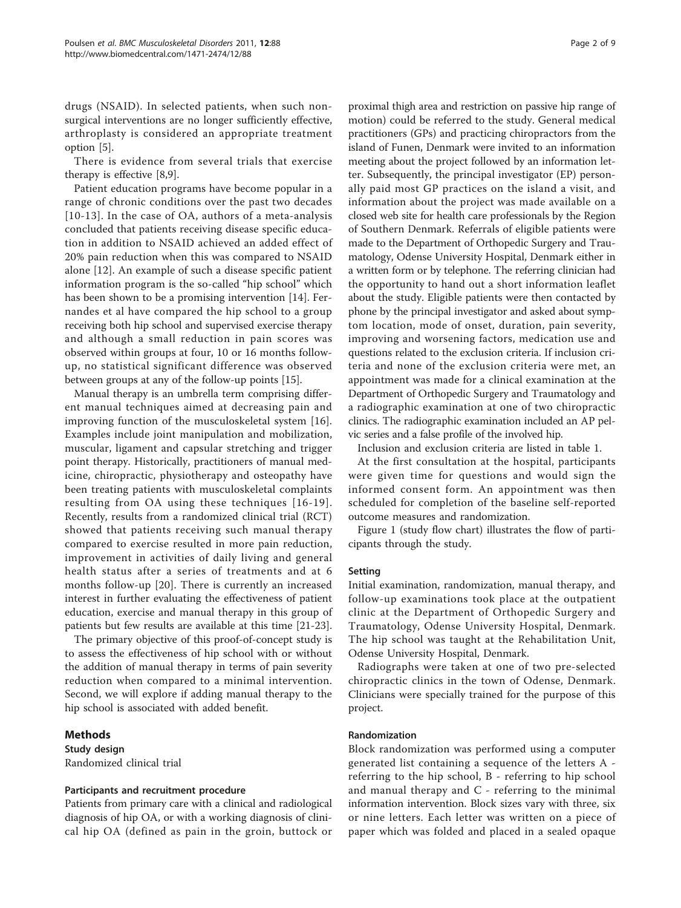drugs (NSAID). In selected patients, when such non-surgical interventions are no longer sufficiently effective, arthroplasty is considered an appropriate treatment option [5].

There is evidence from several trials that exercise therapy is effective [8,9].

Patient education programs have become popular in a range of chronic conditions over the past two decades [10-13]. In the case of OA, authors of a meta-analysis concluded that patients receiving disease specific education in addition to NSAID achieved an added effect of 20% pain reduction when this was compared to NSAID alone [12]. An example of such a disease specific patient information program is the so-called "hip school" which has been shown to be a promising intervention [14]. Fernandes et al have compared the hip school to a group receiving both hip school and supervised exercise therapy and although a small reduction in pain scores was observed within groups at four, 10 or 16 months follow-up, no statistical significant difference was observed between groups at any of the follow-up points [15].

Manual therapy is an umbrella term comprising different manual techniques aimed at decreasing pain and improving function of the musculoskeletal system [16]. Examples include joint manipulation and mobilization, muscular, ligament and capsular stretching and trigger point therapy. Historically, practitioners of manual medicine, chiropractic, physiotherapy and osteopathy have been treating patients with musculoskeletal complaints resulting from OA using these techniques [16-19]. Recently, results from a randomized clinical trial (RCT) showed that patients receiving such manual therapy compared to exercise resulted in more pain reduction, improvement in activities of daily living and general health status after a series of treatments and at 6 months follow-up [20]. There is currently an increased interest in further evaluating the effectiveness of patient education, exercise and manual therapy in this group of patients but few results are available at this time [21-23].

The primary objective of this proof-of-concept study is to assess the effectiveness of hip school with or without the addition of manual therapy in terms of pain severity reduction when compared to a minimal intervention. Second, we will explore if adding manual therapy to the hip school is associated with added benefit.

## Methods

### Study design

Randomized clinical trial

### Participants and recruitment procedure

Patients from primary care with a clinical and radiological diagnosis of hip OA, or with a working diagnosis of clinical hip OA (defined as pain in the groin, buttock or proximal thigh area and restriction on passive hip range of motion) could be referred to the study. General medical practitioners (GPs) and practicing chiropractors from the island of Funen, Denmark were invited to an information meeting about the project followed by an information letter. Subsequently, the principal investigator (EP) personally paid most GP practices on the island a visit, and information about the project was made available on a closed web site for health care professionals by the Region of Southern Denmark. Referrals of eligible patients were made to the Department of Orthopedic Surgery and Traumatology, Odense University Hospital, Denmark either in a written form or by telephone. The referring clinician had the opportunity to hand out a short information leaflet about the study. Eligible patients were then contacted by phone by the principal investigator and asked about symptom location, mode of onset, duration, pain severity, improving and worsening factors, medication use and questions related to the exclusion criteria. If inclusion criteria and none of the exclusion criteria were met, an appointment was made for a clinical examination at the Department of Orthopedic Surgery and Traumatology and a radiographic examination at one of two chiropractic clinics. The radiographic examination included an AP pelvic series and a false profile of the involved hip.

Inclusion and exclusion criteria are listed in table 1.

At the first consultation at the hospital, participants were given time for questions and would sign the informed consent form. An appointment was then scheduled for completion of the baseline self-reported outcome measures and randomization.

Figure 1 (study flow chart) illustrates the flow of participants through the study.

### Setting

Initial examination, randomization, manual therapy, and follow-up examinations took place at the outpatient clinic at the Department of Orthopedic Surgery and Traumatology, Odense University Hospital, Denmark. The hip school was taught at the Rehabilitation Unit, Odense University Hospital, Denmark.

Radiographs were taken at one of two pre-selected chiropractic clinics in the town of Odense, Denmark. Clinicians were specially trained for the purpose of this project.

### Randomization

Block randomization was performed using a computer generated list containing a sequence of the letters A - referring to the hip school, B - referring to hip school and manual therapy and C - referring to the minimal information intervention. Block sizes vary with three, six or nine letters. Each letter was written on a piece of paper which was folded and placed in a sealed opaque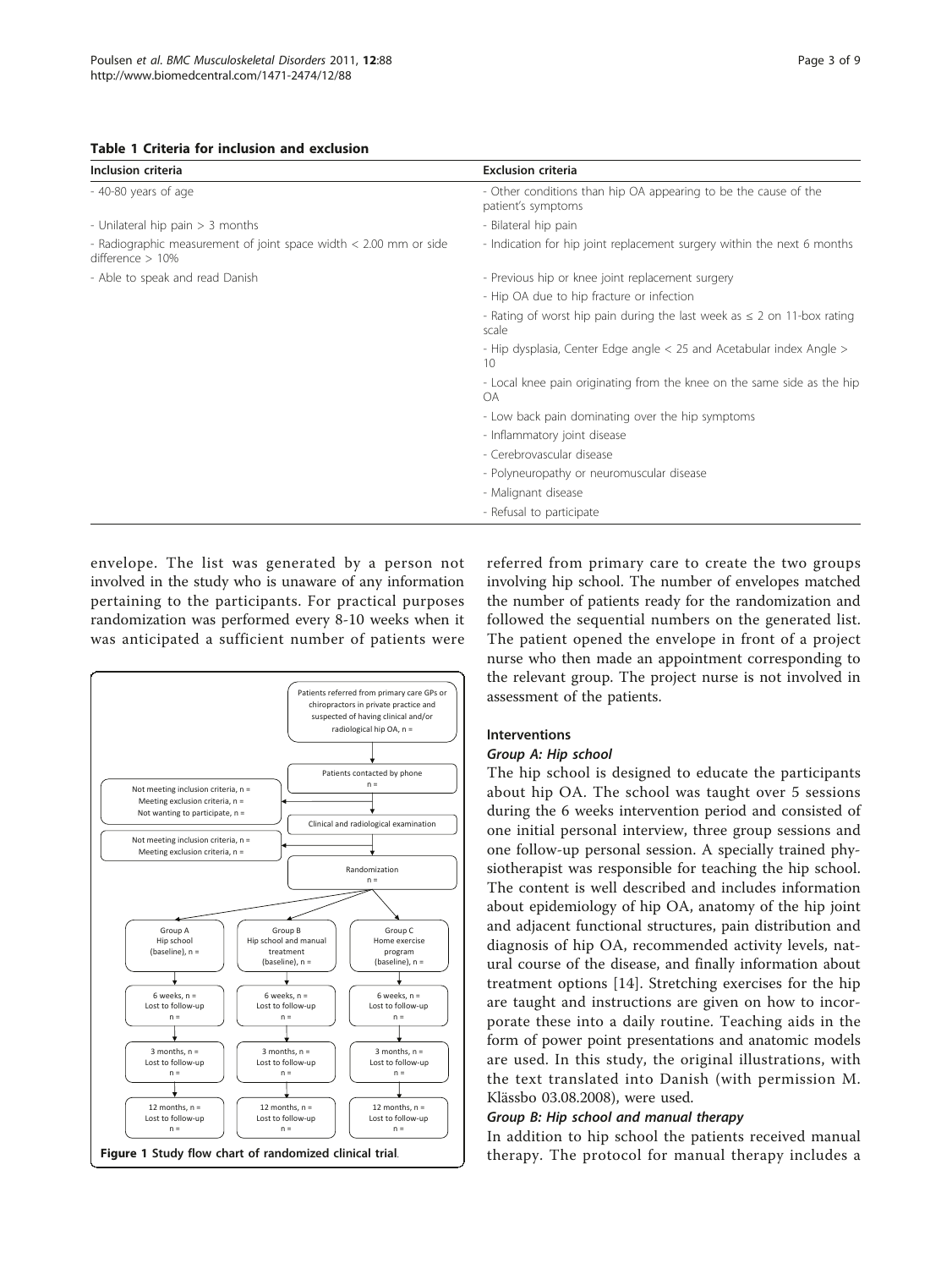**Table 1 Criteria for inclusion and exclusion**

| Inclusion criteria | Exclusion criteria |
|---|---|
| - 40-80 years of age | - Other conditions than hip OA appearing to be the cause of the patient's symptoms |
| - Unilateral hip pain > 3 months | - Bilateral hip pain |
| - Radiographic measurement of joint space width < 2.00 mm or side difference > 10% | - Indication for hip joint replacement surgery within the next 6 months |
| - Able to speak and read Danish | - Previous hip or knee joint replacement surgery |
| | - Hip OA due to hip fracture or infection |
| | - Rating of worst hip pain during the last week as ≤ 2 on 11-box rating scale |
| | - Hip dysplasia, Center Edge angle < 25 and Acetabular index Angle > 10 |
| | - Local knee pain originating from the knee on the same side as the hip OA |
| | - Low back pain dominating over the hip symptoms |
| | - Inflammatory joint disease |
| | - Cerebrovascular disease |
| | - Polyneuropathy or neuromuscular disease |
| | - Malignant disease |
| | - Refusal to participate |

envelope. The list was generated by a person not involved in the study who is unaware of any information pertaining to the participants. For practical purposes randomization was performed every 8-10 weeks when it was anticipated a sufficient number of patients were referred from primary care to create the two groups involving hip school. The number of envelopes matched the number of patients ready for the randomization and followed the sequential numbers on the generated list. The patient opened the envelope in front of a project nurse who then made an appointment corresponding to the relevant group. The project nurse is not involved in assessment of the patients.

**Figure 1 Study flow chart of randomized clinical trial**.

### Interventions

#### *Group A: Hip school*

The hip school is designed to educate the participants about hip OA. The school was taught over 5 sessions during the 6 weeks intervention period and consisted of one initial personal interview, three group sessions and one follow-up personal session. A specially trained physiotherapist was responsible for teaching the hip school. The content is well described and includes information about epidemiology of hip OA, anatomy of the hip joint and adjacent functional structures, pain distribution and diagnosis of hip OA, recommended activity levels, natural course of the disease, and finally information about treatment options [14]. Stretching exercises for the hip are taught and instructions are given on how to incorporate these into a daily routine. Teaching aids in the form of power point presentations and anatomic models are used. In this study, the original illustrations, with the text translated into Danish (with permission M. Klässbo 03.08.2008), were used.

#### *Group B: Hip school and manual therapy*

In addition to hip school the patients received manual therapy. The protocol for manual therapy includes a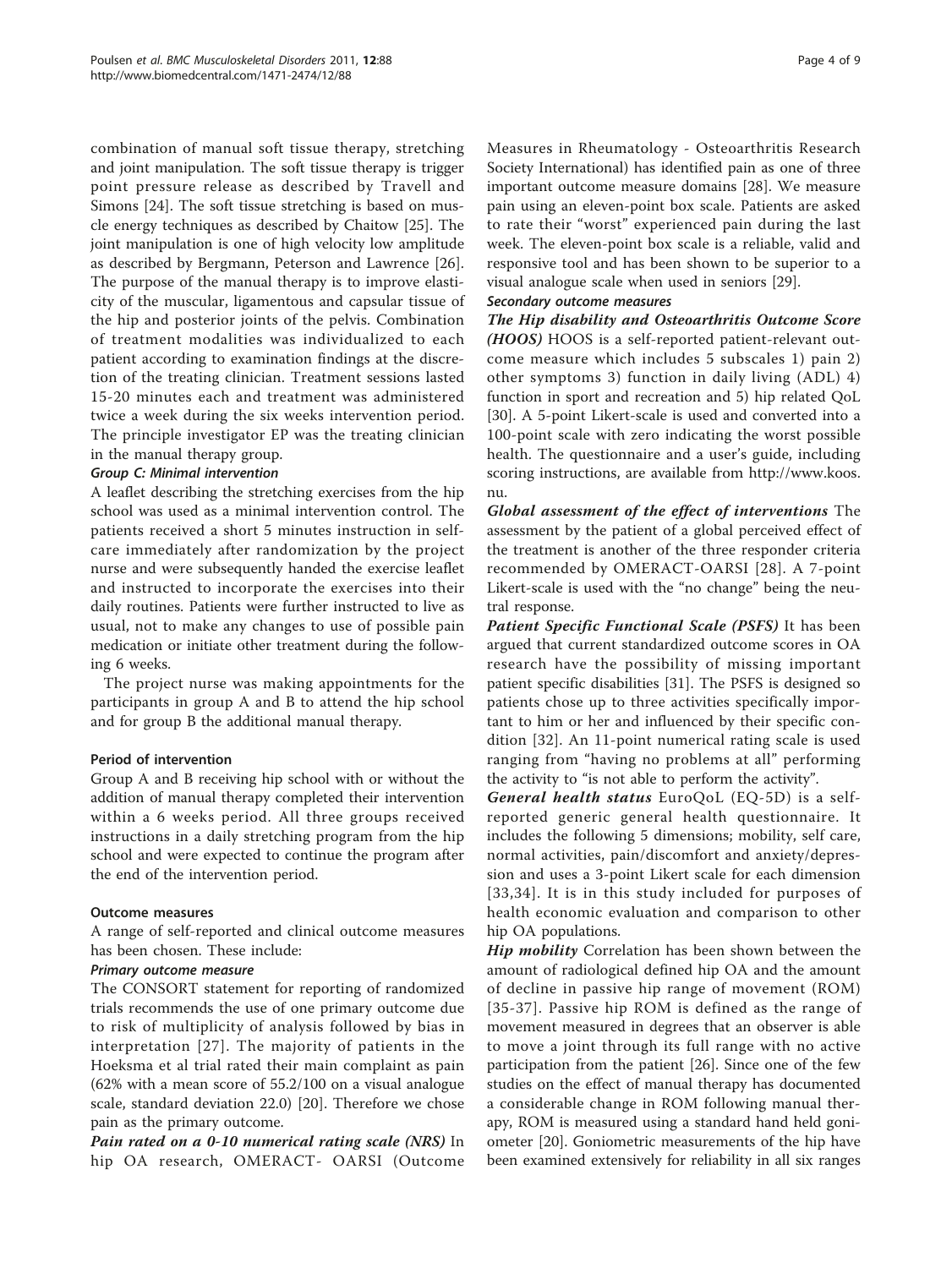combination of manual soft tissue therapy, stretching and joint manipulation. The soft tissue therapy is trigger point pressure release as described by Travell and Simons [24]. The soft tissue stretching is based on muscle energy techniques as described by Chaitow [25]. The joint manipulation is one of high velocity low amplitude as described by Bergmann, Peterson and Lawrence [26]. The purpose of the manual therapy is to improve elasticity of the muscular, ligamentous and capsular tissue of the hip and posterior joints of the pelvis. Combination of treatment modalities was individualized to each patient according to examination findings at the discretion of the treating clinician. Treatment sessions lasted 15-20 minutes each and treatment was administered twice a week during the six weeks intervention period. The principle investigator EP was the treating clinician in the manual therapy group.

#### Group C: Minimal intervention

A leaflet describing the stretching exercises from the hip school was used as a minimal intervention control. The patients received a short 5 minutes instruction in self-care immediately after randomization by the project nurse and were subsequently handed the exercise leaflet and instructed to incorporate the exercises into their daily routines. Patients were further instructed to live as usual, not to make any changes to use of possible pain medication or initiate other treatment during the following 6 weeks.

The project nurse was making appointments for the participants in group A and B to attend the hip school and for group B the additional manual therapy.

### Period of intervention

Group A and B receiving hip school with or without the addition of manual therapy completed their intervention within a 6 weeks period. All three groups received instructions in a daily stretching program from the hip school and were expected to continue the program after the end of the intervention period.

### Outcome measures

A range of self-reported and clinical outcome measures has been chosen. These include:

#### Primary outcome measure

The CONSORT statement for reporting of randomized trials recommends the use of one primary outcome due to risk of multiplicity of analysis followed by bias in interpretation [27]. The majority of patients in the Hoeksma et al trial rated their main complaint as pain (62% with a mean score of 55.2/100 on a visual analogue scale, standard deviation 22.0) [20]. Therefore we chose pain as the primary outcome.

***Pain rated on a 0-10 numerical rating scale (NRS)*** In hip OA research, OMERACT- OARSI (Outcome Measures in Rheumatology - Osteoarthritis Research Society International) has identified pain as one of three important outcome measure domains [28]. We measure pain using an eleven-point box scale. Patients are asked to rate their "worst" experienced pain during the last week. The eleven-point box scale is a reliable, valid and responsive tool and has been shown to be superior to a visual analogue scale when used in seniors [29].

#### Secondary outcome measures

***The Hip disability and Osteoarthritis Outcome Score (HOOS)*** HOOS is a self-reported patient-relevant outcome measure which includes 5 subscales 1) pain 2) other symptoms 3) function in daily living (ADL) 4) function in sport and recreation and 5) hip related QoL [30]. A 5-point Likert-scale is used and converted into a 100-point scale with zero indicating the worst possible health. The questionnaire and a user's guide, including scoring instructions, are available from http://www.koos.nu.

***Global assessment of the effect of interventions*** The assessment by the patient of a global perceived effect of the treatment is another of the three responder criteria recommended by OMERACT-OARSI [28]. A 7-point Likert-scale is used with the "no change" being the neutral response.

***Patient Specific Functional Scale (PSFS)*** It has been argued that current standardized outcome scores in OA research have the possibility of missing important patient specific disabilities [31]. The PSFS is designed so patients chose up to three activities specifically important to him or her and influenced by their specific condition [32]. An 11-point numerical rating scale is used ranging from "having no problems at all" performing the activity to "is not able to perform the activity".

***General health status*** EuroQoL (EQ-5D) is a self-reported generic general health questionnaire. It includes the following 5 dimensions; mobility, self care, normal activities, pain/discomfort and anxiety/depression and uses a 3-point Likert scale for each dimension [33,34]. It is in this study included for purposes of health economic evaluation and comparison to other hip OA populations.

***Hip mobility*** Correlation has been shown between the amount of radiological defined hip OA and the amount of decline in passive hip range of movement (ROM) [35-37]. Passive hip ROM is defined as the range of movement measured in degrees that an observer is able to move a joint through its full range with no active participation from the patient [26]. Since one of the few studies on the effect of manual therapy has documented a considerable change in ROM following manual therapy, ROM is measured using a standard hand held goniometer [20]. Goniometric measurements of the hip have been examined extensively for reliability in all six ranges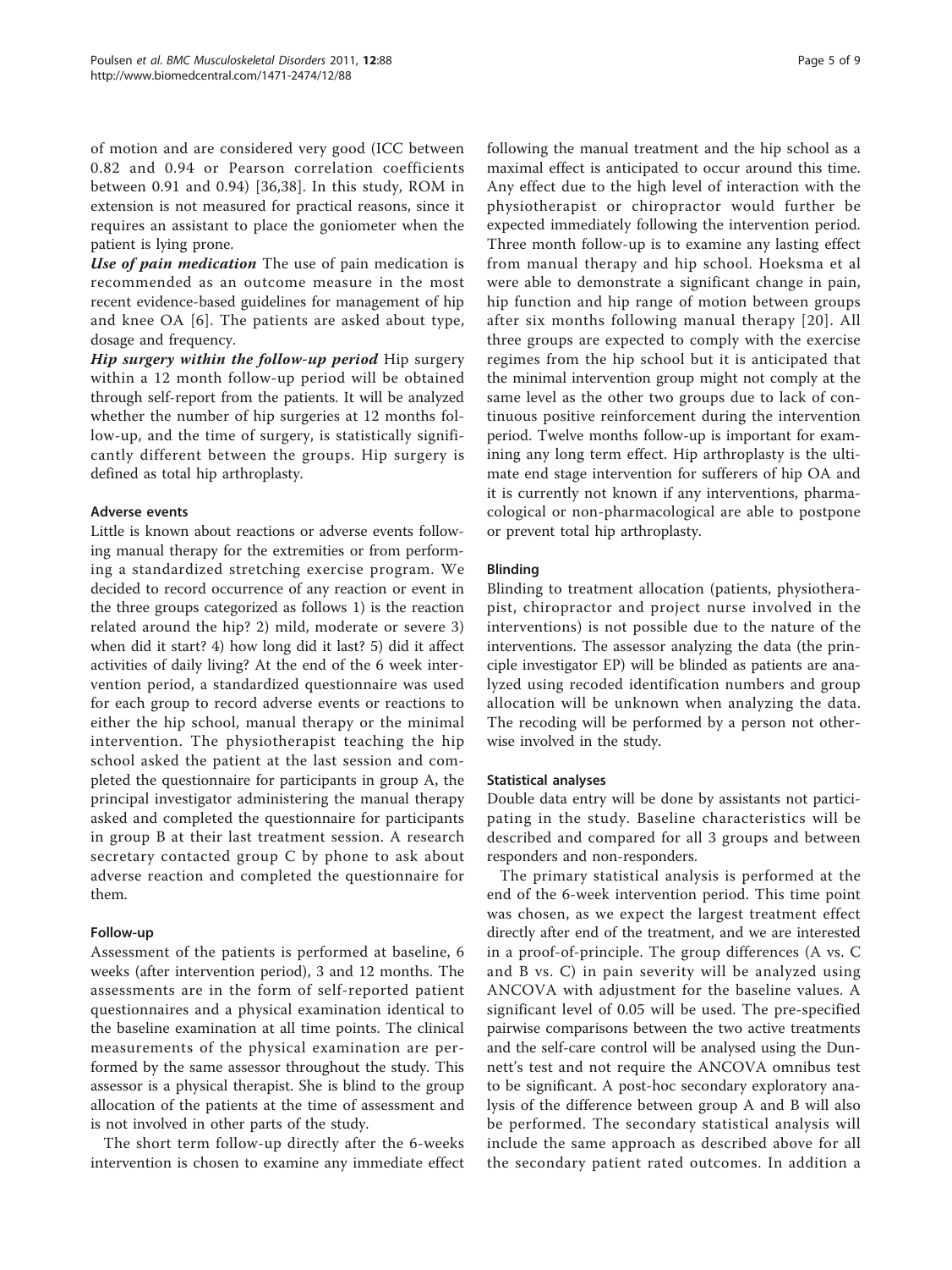of motion and are considered very good (ICC between 0.82 and 0.94 or Pearson correlation coefficients between 0.91 and 0.94) [36,38]. In this study, ROM in extension is not measured for practical reasons, since it requires an assistant to place the goniometer when the patient is lying prone.

***Use of pain medication*** The use of pain medication is recommended as an outcome measure in the most recent evidence-based guidelines for management of hip and knee OA [6]. The patients are asked about type, dosage and frequency.

***Hip surgery within the follow-up period*** Hip surgery within a 12 month follow-up period will be obtained through self-report from the patients. It will be analyzed whether the number of hip surgeries at 12 months follow-up, and the time of surgery, is statistically significantly different between the groups. Hip surgery is defined as total hip arthroplasty.

### Adverse events

Little is known about reactions or adverse events following manual therapy for the extremities or from performing a standardized stretching exercise program. We decided to record occurrence of any reaction or event in the three groups categorized as follows 1) is the reaction related around the hip? 2) mild, moderate or severe 3) when did it start? 4) how long did it last? 5) did it affect activities of daily living? At the end of the 6 week intervention period, a standardized questionnaire was used for each group to record adverse events or reactions to either the hip school, manual therapy or the minimal intervention. The physiotherapist teaching the hip school asked the patient at the last session and completed the questionnaire for participants in group A, the principal investigator administering the manual therapy asked and completed the questionnaire for participants in group B at their last treatment session. A research secretary contacted group C by phone to ask about adverse reaction and completed the questionnaire for them.

### Follow-up

Assessment of the patients is performed at baseline, 6 weeks (after intervention period), 3 and 12 months. The assessments are in the form of self-reported patient questionnaires and a physical examination identical to the baseline examination at all time points. The clinical measurements of the physical examination are performed by the same assessor throughout the study. This assessor is a physical therapist. She is blind to the group allocation of the patients at the time of assessment and is not involved in other parts of the study.

The short term follow-up directly after the 6-weeks intervention is chosen to examine any immediate effect following the manual treatment and the hip school as a maximal effect is anticipated to occur around this time. Any effect due to the high level of interaction with the physiotherapist or chiropractor would further be expected immediately following the intervention period. Three month follow-up is to examine any lasting effect from manual therapy and hip school. Hoeksma et al were able to demonstrate a significant change in pain, hip function and hip range of motion between groups after six months following manual therapy [20]. All three groups are expected to comply with the exercise regimes from the hip school but it is anticipated that the minimal intervention group might not comply at the same level as the other two groups due to lack of continuous positive reinforcement during the intervention period. Twelve months follow-up is important for examining any long term effect. Hip arthroplasty is the ultimate end stage intervention for sufferers of hip OA and it is currently not known if any interventions, pharmacological or non-pharmacological are able to postpone or prevent total hip arthroplasty.

### Blinding

Blinding to treatment allocation (patients, physiotherapist, chiropractor and project nurse involved in the interventions) is not possible due to the nature of the interventions. The assessor analyzing the data (the principle investigator EP) will be blinded as patients are analyzed using recoded identification numbers and group allocation will be unknown when analyzing the data. The recoding will be performed by a person not otherwise involved in the study.

### Statistical analyses

Double data entry will be done by assistants not participating in the study. Baseline characteristics will be described and compared for all 3 groups and between responders and non-responders.

The primary statistical analysis is performed at the end of the 6-week intervention period. This time point was chosen, as we expect the largest treatment effect directly after end of the treatment, and we are interested in a proof-of-principle. The group differences (A vs. C and B vs. C) in pain severity will be analyzed using ANCOVA with adjustment for the baseline values. A significant level of 0.05 will be used. The pre-specified pairwise comparisons between the two active treatments and the self-care control will be analysed using the Dunnett's test and not require the ANCOVA omnibus test to be significant. A post-hoc secondary exploratory analysis of the difference between group A and B will also be performed. The secondary statistical analysis will include the same approach as described above for all the secondary patient rated outcomes. In addition a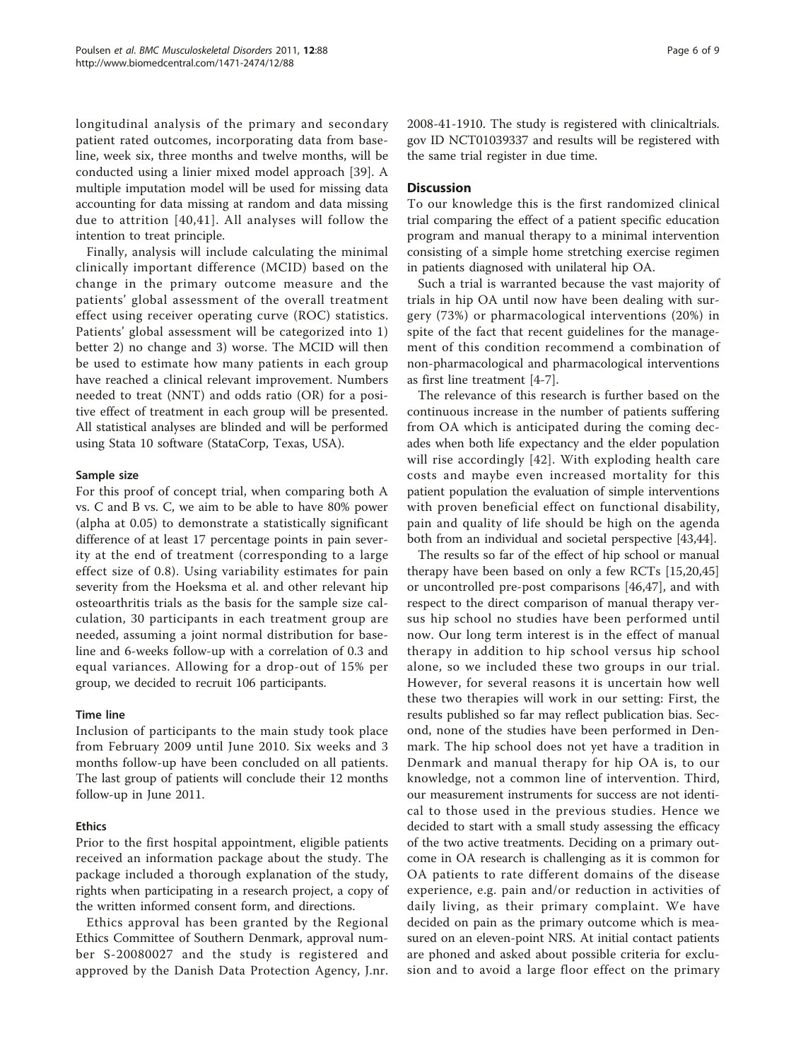longitudinal analysis of the primary and secondary patient rated outcomes, incorporating data from baseline, week six, three months and twelve months, will be conducted using a linier mixed model approach [39]. A multiple imputation model will be used for missing data accounting for data missing at random and data missing due to attrition [40,41]. All analyses will follow the intention to treat principle.

Finally, analysis will include calculating the minimal clinically important difference (MCID) based on the change in the primary outcome measure and the patients' global assessment of the overall treatment effect using receiver operating curve (ROC) statistics. Patients' global assessment will be categorized into 1) better 2) no change and 3) worse. The MCID will then be used to estimate how many patients in each group have reached a clinical relevant improvement. Numbers needed to treat (NNT) and odds ratio (OR) for a positive effect of treatment in each group will be presented. All statistical analyses are blinded and will be performed using Stata 10 software (StataCorp, Texas, USA).

### Sample size

For this proof of concept trial, when comparing both A vs. C and B vs. C, we aim to be able to have 80% power (alpha at 0.05) to demonstrate a statistically significant difference of at least 17 percentage points in pain severity at the end of treatment (corresponding to a large effect size of 0.8). Using variability estimates for pain severity from the Hoeksma et al. and other relevant hip osteoarthritis trials as the basis for the sample size calculation, 30 participants in each treatment group are needed, assuming a joint normal distribution for baseline and 6-weeks follow-up with a correlation of 0.3 and equal variances. Allowing for a drop-out of 15% per group, we decided to recruit 106 participants.

### Time line

Inclusion of participants to the main study took place from February 2009 until June 2010. Six weeks and 3 months follow-up have been concluded on all patients. The last group of patients will conclude their 12 months follow-up in June 2011.

### Ethics

Prior to the first hospital appointment, eligible patients received an information package about the study. The package included a thorough explanation of the study, rights when participating in a research project, a copy of the written informed consent form, and directions.

Ethics approval has been granted by the Regional Ethics Committee of Southern Denmark, approval number S-20080027 and the study is registered and approved by the Danish Data Protection Agency, J.nr. 2008-41-1910. The study is registered with clinicaltrials.gov ID NCT01039337 and results will be registered with the same trial register in due time.

## Discussion

To our knowledge this is the first randomized clinical trial comparing the effect of a patient specific education program and manual therapy to a minimal intervention consisting of a simple home stretching exercise regimen in patients diagnosed with unilateral hip OA.

Such a trial is warranted because the vast majority of trials in hip OA until now have been dealing with surgery (73%) or pharmacological interventions (20%) in spite of the fact that recent guidelines for the management of this condition recommend a combination of non-pharmacological and pharmacological interventions as first line treatment [4-7].

The relevance of this research is further based on the continuous increase in the number of patients suffering from OA which is anticipated during the coming decades when both life expectancy and the elder population will rise accordingly [42]. With exploding health care costs and maybe even increased mortality for this patient population the evaluation of simple interventions with proven beneficial effect on functional disability, pain and quality of life should be high on the agenda both from an individual and societal perspective [43,44].

The results so far of the effect of hip school or manual therapy have been based on only a few RCTs [15,20,45] or uncontrolled pre-post comparisons [46,47], and with respect to the direct comparison of manual therapy versus hip school no studies have been performed until now. Our long term interest is in the effect of manual therapy in addition to hip school versus hip school alone, so we included these two groups in our trial. However, for several reasons it is uncertain how well these two therapies will work in our setting: First, the results published so far may reflect publication bias. Second, none of the studies have been performed in Denmark. The hip school does not yet have a tradition in Denmark and manual therapy for hip OA is, to our knowledge, not a common line of intervention. Third, our measurement instruments for success are not identical to those used in the previous studies. Hence we decided to start with a small study assessing the efficacy of the two active treatments. Deciding on a primary outcome in OA research is challenging as it is common for OA patients to rate different domains of the disease experience, e.g. pain and/or reduction in activities of daily living, as their primary complaint. We have decided on pain as the primary outcome which is measured on an eleven-point NRS. At initial contact patients are phoned and asked about possible criteria for exclusion and to avoid a large floor effect on the primary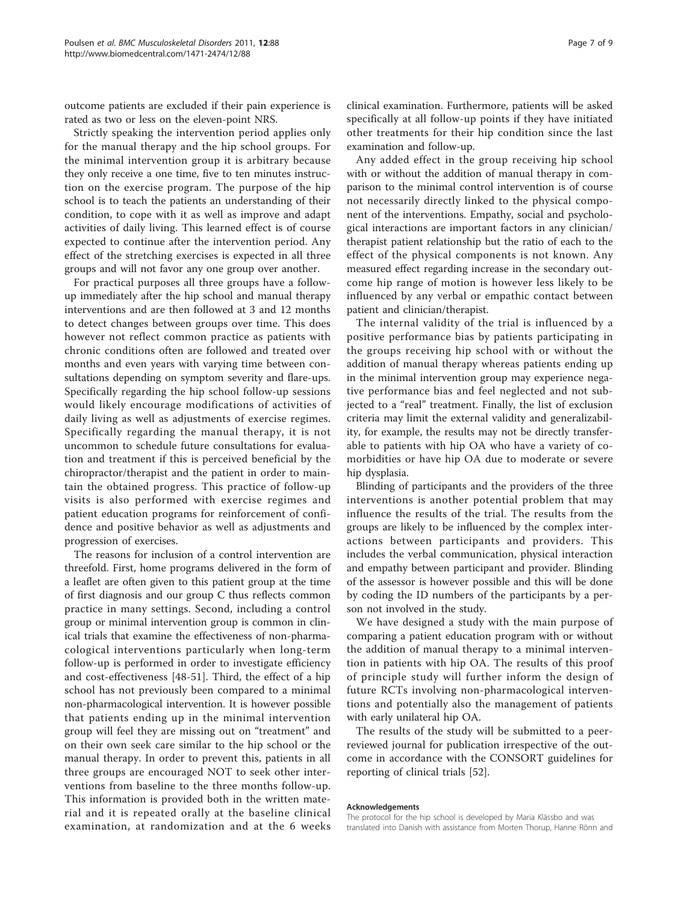outcome patients are excluded if their pain experience is rated as two or less on the eleven-point NRS.

Strictly speaking the intervention period applies only for the manual therapy and the hip school groups. For the minimal intervention group it is arbitrary because they only receive a one time, five to ten minutes instruction on the exercise program. The purpose of the hip school is to teach the patients an understanding of their condition, to cope with it as well as improve and adapt activities of daily living. This learned effect is of course expected to continue after the intervention period. Any effect of the stretching exercises is expected in all three groups and will not favor any one group over another.

For practical purposes all three groups have a follow-up immediately after the hip school and manual therapy interventions and are then followed at 3 and 12 months to detect changes between groups over time. This does however not reflect common practice as patients with chronic conditions often are followed and treated over months and even years with varying time between consultations depending on symptom severity and flare-ups. Specifically regarding the hip school follow-up sessions would likely encourage modifications of activities of daily living as well as adjustments of exercise regimes. Specifically regarding the manual therapy, it is not uncommon to schedule future consultations for evaluation and treatment if this is perceived beneficial by the chiropractor/therapist and the patient in order to maintain the obtained progress. This practice of follow-up visits is also performed with exercise regimes and patient education programs for reinforcement of confidence and positive behavior as well as adjustments and progression of exercises.

The reasons for inclusion of a control intervention are threefold. First, home programs delivered in the form of a leaflet are often given to this patient group at the time of first diagnosis and our group C thus reflects common practice in many settings. Second, including a control group or minimal intervention group is common in clinical trials that examine the effectiveness of non-pharmacological interventions particularly when long-term follow-up is performed in order to investigate efficiency and cost-effectiveness [48-51]. Third, the effect of a hip school has not previously been compared to a minimal non-pharmacological intervention. It is however possible that patients ending up in the minimal intervention group will feel they are missing out on "treatment" and on their own seek care similar to the hip school or the manual therapy. In order to prevent this, patients in all three groups are encouraged NOT to seek other interventions from baseline to the three months follow-up. This information is provided both in the written material and it is repeated orally at the baseline clinical examination, at randomization and at the 6 weeks clinical examination. Furthermore, patients will be asked specifically at all follow-up points if they have initiated other treatments for their hip condition since the last examination and follow-up.

Any added effect in the group receiving hip school with or without the addition of manual therapy in comparison to the minimal control intervention is of course not necessarily directly linked to the physical component of the interventions. Empathy, social and psychological interactions are important factors in any clinician/therapist patient relationship but the ratio of each to the effect of the physical components is not known. Any measured effect regarding increase in the secondary outcome hip range of motion is however less likely to be influenced by any verbal or empathic contact between patient and clinician/therapist.

The internal validity of the trial is influenced by a positive performance bias by patients participating in the groups receiving hip school with or without the addition of manual therapy whereas patients ending up in the minimal intervention group may experience negative performance bias and feel neglected and not subjected to a "real" treatment. Finally, the list of exclusion criteria may limit the external validity and generalizability, for example, the results may not be directly transferable to patients with hip OA who have a variety of comorbidities or have hip OA due to moderate or severe hip dysplasia.

Blinding of participants and the providers of the three interventions is another potential problem that may influence the results of the trial. The results from the groups are likely to be influenced by the complex interactions between participants and providers. This includes the verbal communication, physical interaction and empathy between participant and provider. Blinding of the assessor is however possible and this will be done by coding the ID numbers of the participants by a person not involved in the study.

We have designed a study with the main purpose of comparing a patient education program with or without the addition of manual therapy to a minimal intervention in patients with hip OA. The results of this proof of principle study will further inform the design of future RCTs involving non-pharmacological interventions and potentially also the management of patients with early unilateral hip OA.

The results of the study will be submitted to a peer-reviewed journal for publication irrespective of the outcome in accordance with the CONSORT guidelines for reporting of clinical trials [52].

#### Acknowledgements

The protocol for the hip school is developed by Maria Klässbo and was translated into Danish with assistance from Morten Thorup, Hanne Rönn and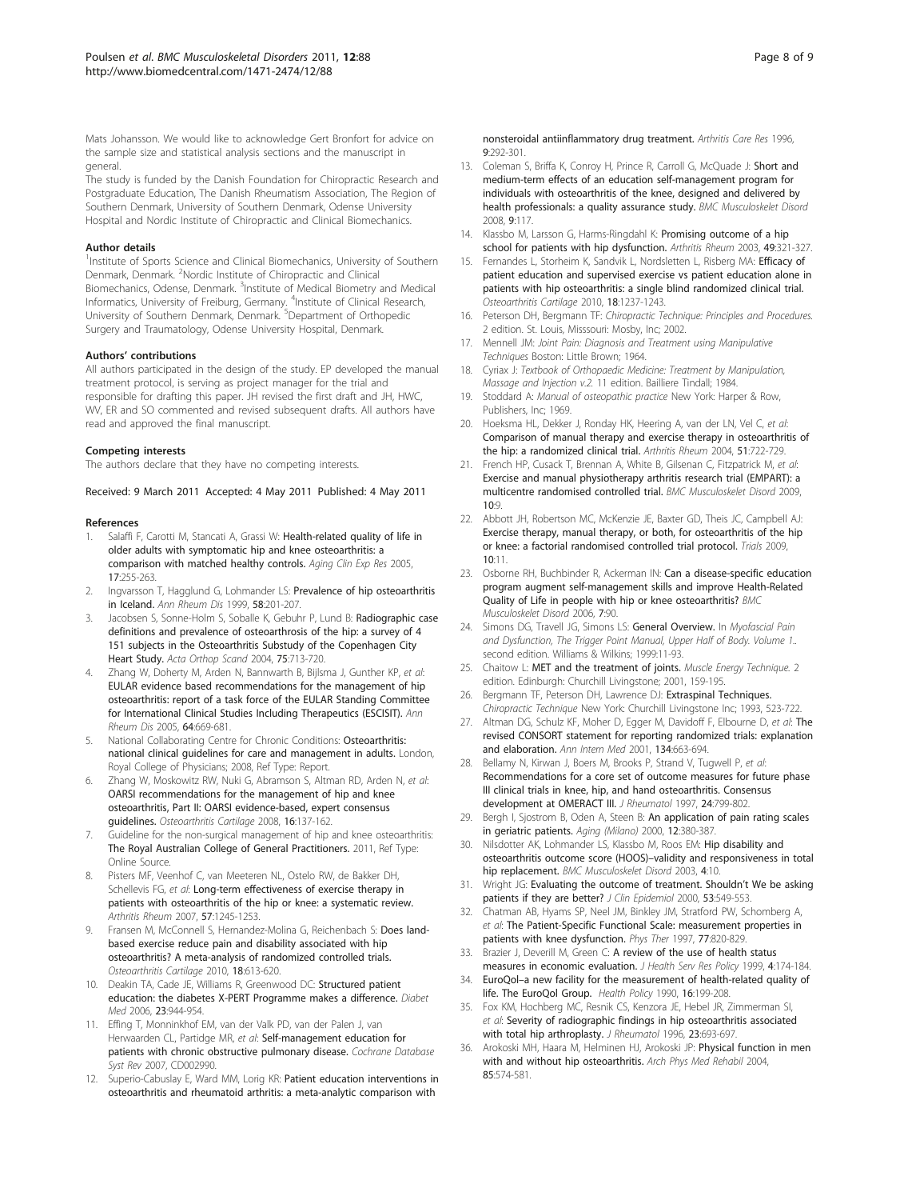Mats Johansson. We would like to acknowledge Gert Bronfort for advice on the sample size and statistical analysis sections and the manuscript in general.

The study is funded by the Danish Foundation for Chiropractic Research and Postgraduate Education, The Danish Rheumatism Association, The Region of Southern Denmark, University of Southern Denmark, Odense University Hospital and Nordic Institute of Chiropractic and Clinical Biomechanics.

#### Author details

[1]Institute of Sports Science and Clinical Biomechanics, University of Southern Denmark, Denmark. [2]Nordic Institute of Chiropractic and Clinical Biomechanics, Odense, Denmark. [3]Institute of Medical Biometry and Medical Informatics, University of Freiburg, Germany. [4]Institute of Clinical Research, University of Southern Denmark, Denmark. [5]Department of Orthopedic Surgery and Traumatology, Odense University Hospital, Denmark.

#### Authors' contributions

All authors participated in the design of the study. EP developed the manual treatment protocol, is serving as project manager for the trial and responsible for drafting this paper. JH revised the first draft and JH, HWC, WV, ER and SO commented and revised subsequent drafts. All authors have read and approved the final manuscript.

#### Competing interests

The authors declare that they have no competing interests.

Received: 9 March 2011 Accepted: 4 May 2011 Published: 4 May 2011

#### References

1. Salaffi F, Carotti M, Stancati A, Grassi W: **Health-related quality of life in older adults with symptomatic hip and knee osteoarthritis: a comparison with matched healthy controls.** *Aging Clin Exp Res* 2005, **17**:255-263.
2. Ingvarsson T, Hagglund G, Lohmander LS: **Prevalence of hip osteoarthritis in Iceland.** *Ann Rheum Dis* 1999, **58**:201-207.
3. Jacobsen S, Sonne-Holm S, Soballe K, Gebuhr P, Lund B: **Radiographic case definitions and prevalence of osteoarthrosis of the hip: a survey of 4 151 subjects in the Osteoarthritis Substudy of the Copenhagen City Heart Study.** *Acta Orthop Scand* 2004, **75**:713-720.
4. Zhang W, Doherty M, Arden N, Bannwarth B, Bijlsma J, Gunther KP, *et al*: **EULAR evidence based recommendations for the management of hip osteoarthritis: report of a task force of the EULAR Standing Committee for International Clinical Studies Including Therapeutics (ESCISIT).** *Ann Rheum Dis* 2005, **64**:669-681.
5. National Collaborating Centre for Chronic Conditions: **Osteoarthritis: national clinical guidelines for care and management in adults.** London, Royal College of Physicians; 2008, Ref Type: Report.
6. Zhang W, Moskowitz RW, Nuki G, Abramson S, Altman RD, Arden N, *et al*: **OARSI recommendations for the management of hip and knee osteoarthritis, Part II: OARSI evidence-based, expert consensus guidelines.** *Osteoarthritis Cartilage* 2008, **16**:137-162.
7. Guideline for the non-surgical management of hip and knee osteoarthritis: **The Royal Australian College of General Practitioners.** 2011, Ref Type: Online Source.
8. Pisters MF, Veenhof C, van Meeteren NL, Ostelo RW, de Bakker DH, Schellevis FG, *et al*: **Long-term effectiveness of exercise therapy in patients with osteoarthritis of the hip or knee: a systematic review.** *Arthritis Rheum* 2007, **57**:1245-1253.
9. Fransen M, McConnell S, Hernandez-Molina G, Reichenbach S: **Does land-based exercise reduce pain and disability associated with hip osteoarthritis? A meta-analysis of randomized controlled trials.** *Osteoarthritis Cartilage* 2010, **18**:613-620.
10. Deakin TA, Cade JE, Williams R, Greenwood DC: **Structured patient education: the diabetes X-PERT Programme makes a difference.** *Diabet Med* 2006, **23**:944-954.
11. Effing T, Monninkhof EM, van der Valk PD, van der Palen J, van Herwaarden CL, Partidge MR, *et al*: **Self-management education for patients with chronic obstructive pulmonary disease.** *Cochrane Database Syst Rev* 2007, CD002990.
12. Superio-Cabuslay E, Ward MM, Lorig KR: **Patient education interventions in osteoarthritis and rheumatoid arthritis: a meta-analytic comparison with nonsteroidal antiinflammatory drug treatment.** *Arthritis Care Res* 1996, **9**:292-301.
13. Coleman S, Briffa K, Conroy H, Prince R, Carroll G, McQuade J: **Short and medium-term effects of an education self-management program for individuals with osteoarthritis of the knee, designed and delivered by health professionals: a quality assurance study.** *BMC Musculoskelet Disord* 2008, **9**:117.
14. Klassbo M, Larsson G, Harms-Ringdahl K: **Promising outcome of a hip school for patients with hip dysfunction.** *Arthritis Rheum* 2003, **49**:321-327.
15. Fernandes L, Storheim K, Sandvik L, Nordsletten L, Risberg MA: **Efficacy of patient education and supervised exercise vs patient education alone in patients with hip osteoarthritis: a single blind randomized clinical trial.** *Osteoarthritis Cartilage* 2010, **18**:1237-1243.
16. Peterson DH, Bergmann TF: *Chiropractic Technique: Principles and Procedures.* 2 edition. St. Louis, Misssouri: Mosby, Inc; 2002.
17. Mennell JM: *Joint Pain: Diagnosis and Treatment using Manipulative Techniques* Boston: Little Brown; 1964.
18. Cyriax J: *Textbook of Orthopaedic Medicine: Treatment by Manipulation, Massage and Injection v.2.* 11 edition. Bailliere Tindall; 1984.
19. Stoddard A: *Manual of osteopathic practice* New York: Harper & Row, Publishers, Inc; 1969.
20. Hoeksma HL, Dekker J, Ronday HK, Heering A, van der LN, Vel C, *et al*: **Comparison of manual therapy and exercise therapy in osteoarthritis of the hip: a randomized clinical trial.** *Arthritis Rheum* 2004, **51**:722-729.
21. French HP, Cusack T, Brennan A, White B, Gilsenan C, Fitzpatrick M, *et al*: **Exercise and manual physiotherapy arthritis research trial (EMPART): a multicentre randomised controlled trial.** *BMC Musculoskelet Disord* 2009, **10**:9.
22. Abbott JH, Robertson MC, McKenzie JE, Baxter GD, Theis JC, Campbell AJ: **Exercise therapy, manual therapy, or both, for osteoarthritis of the hip or knee: a factorial randomised controlled trial protocol.** *Trials* 2009, **10**:11.
23. Osborne RH, Buchbinder R, Ackerman IN: **Can a disease-specific education program augment self-management skills and improve Health-Related Quality of Life in people with hip or knee osteoarthritis?** *BMC Musculoskelet Disord* 2006, **7**:90.
24. Simons DG, Travell JG, Simons LS: **General Overview.** In *Myofascial Pain and Dysfunction, The Trigger Point Manual, Upper Half of Body. Volume 1..* second edition. Williams & Wilkins; 1999:11-93.
25. Chaitow L: **MET and the treatment of joints.** *Muscle Energy Technique.* 2 edition. Edinburgh: Churchill Livingstone; 2001, 159-195.
26. Bergmann TF, Peterson DH, Lawrence DJ: **Extraspinal Techniques.** *Chiropractic Technique* New York: Churchill Livingstone Inc; 1993, 523-722.
27. Altman DG, Schulz KF, Moher D, Egger M, Davidoff F, Elbourne D, *et al*: **The revised CONSORT statement for reporting randomized trials: explanation and elaboration.** *Ann Intern Med* 2001, **134**:663-694.
28. Bellamy N, Kirwan J, Boers M, Brooks P, Strand V, Tugwell P, *et al*: **Recommendations for a core set of outcome measures for future phase III clinical trials in knee, hip, and hand osteoarthritis. Consensus development at OMERACT III.** *J Rheumatol* 1997, **24**:799-802.
29. Bergh I, Sjostrom B, Oden A, Steen B: **An application of pain rating scales in geriatric patients.** *Aging (Milano)* 2000, **12**:380-387.
30. Nilsdotter AK, Lohmander LS, Klassbo M, Roos EM: **Hip disability and osteoarthritis outcome score (HOOS)–validity and responsiveness in total hip replacement.** *BMC Musculoskelet Disord* 2003, **4**:10.
31. Wright JG: **Evaluating the outcome of treatment. Shouldn't We be asking patients if they are better?** *J Clin Epidemiol* 2000, **53**:549-553.
32. Chatman AB, Hyams SP, Neel JM, Binkley JM, Stratford PW, Schomberg A, *et al*: **The Patient-Specific Functional Scale: measurement properties in patients with knee dysfunction.** *Phys Ther* 1997, **77**:820-829.
33. Brazier J, Deverill M, Green C: **A review of the use of health status measures in economic evaluation.** *J Health Serv Res Policy* 1999, **4**:174-184.
34. EuroQol–a new facility for the measurement of health-related quality of life. **The EuroQol Group.** *Health Policy* 1990, **16**:199-208.
35. Fox KM, Hochberg MC, Resnik CS, Kenzora JE, Hebel JR, Zimmerman SI, *et al*: **Severity of radiographic findings in hip osteoarthritis associated with total hip arthroplasty.** *J Rheumatol* 1996, **23**:693-697.
36. Arokoski MH, Haara M, Helminen HJ, Arokoski JP: **Physical function in men with and without hip osteoarthritis.** *Arch Phys Med Rehabil* 2004, **85**:574-581.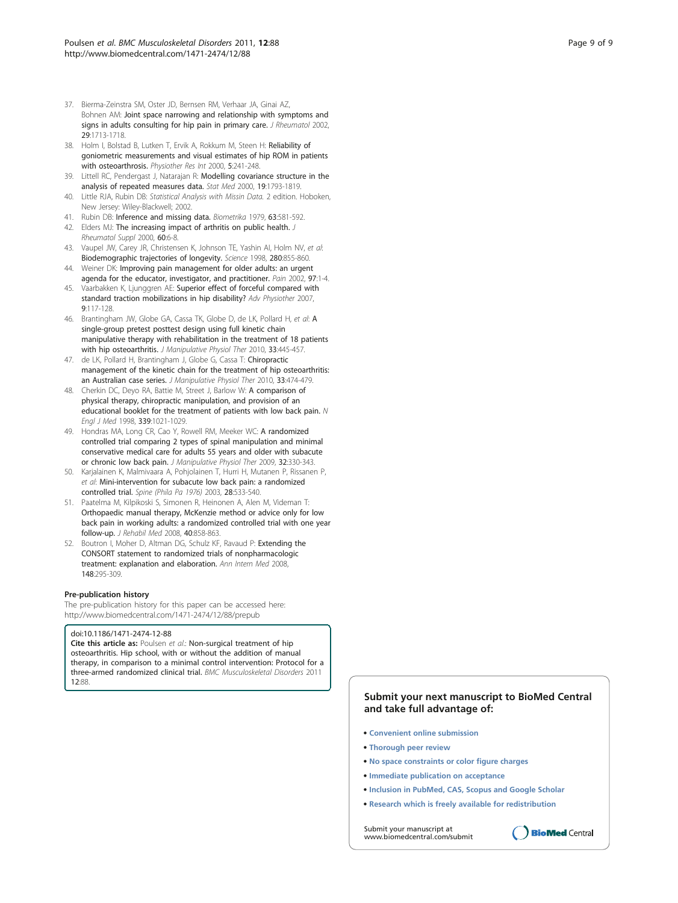37. Bierma-Zeinstra SM, Oster JD, Bernsen RM, Verhaar JA, Ginai AZ, Bohnen AM: **Joint space narrowing and relationship with symptoms and signs in adults consulting for hip pain in primary care.** *J Rheumatol* 2002, **29**:1713-1718.
38. Holm I, Bolstad B, Lutken T, Ervik A, Rokkum M, Steen H: **Reliability of goniometric measurements and visual estimates of hip ROM in patients with osteoarthrosis.** *Physiother Res Int* 2000, **5**:241-248.
39. Littell RC, Pendergast J, Natarajan R: **Modelling covariance structure in the analysis of repeated measures data.** *Stat Med* 2000, **19**:1793-1819.
40. Little RJA, Rubin DB: *Statistical Analysis with Missin Data.* 2 edition. Hoboken, New Jersey: Wiley-Blackwell; 2002.
41. Rubin DB: **Inference and missing data.** *Biometrika* 1979, **63**:581-592.
42. Elders MJ: **The increasing impact of arthritis on public health.** *J Rheumatol Suppl* 2000, **60**:6-8.
43. Vaupel JW, Carey JR, Christensen K, Johnson TE, Yashin AI, Holm NV, *et al*: **Biodemographic trajectories of longevity.** *Science* 1998, **280**:855-860.
44. Weiner DK: **Improving pain management for older adults: an urgent agenda for the educator, investigator, and practitioner.** *Pain* 2002, **97**:1-4.
45. Vaarbakken K, Ljunggren AE: **Superior effect of forceful compared with standard traction mobilizations in hip disability?** *Adv Physiother* 2007, **9**:117-128.
46. Brantingham JW, Globe GA, Cassa TK, Globe D, de LK, Pollard H, *et al*: **A single-group pretest posttest design using full kinetic chain manipulative therapy with rehabilitation in the treatment of 18 patients with hip osteoarthritis.** *J Manipulative Physiol Ther* 2010, **33**:445-457.
47. de LK, Pollard H, Brantingham J, Globe G, Cassa T: **Chiropractic management of the kinetic chain for the treatment of hip osteoarthritis: an Australian case series.** *J Manipulative Physiol Ther* 2010, **33**:474-479.
48. Cherkin DC, Deyo RA, Battie M, Street J, Barlow W: **A comparison of physical therapy, chiropractic manipulation, and provision of an educational booklet for the treatment of patients with low back pain.** *N Engl J Med* 1998, **339**:1021-1029.
49. Hondras MA, Long CR, Cao Y, Rowell RM, Meeker WC: **A randomized controlled trial comparing 2 types of spinal manipulation and minimal conservative medical care for adults 55 years and older with subacute or chronic low back pain.** *J Manipulative Physiol Ther* 2009, **32**:330-343.
50. Karjalainen K, Malmivaara A, Pohjolainen T, Hurri H, Mutanen P, Rissanen P, *et al*: **Mini-intervention for subacute low back pain: a randomized controlled trial.** *Spine (Phila Pa 1976)* 2003, **28**:533-540.
51. Paatelma M, Kilpikoski S, Simonen R, Heinonen A, Alen M, Videman T: **Orthopaedic manual therapy, McKenzie method or advice only for low back pain in working adults: a randomized controlled trial with one year follow-up.** *J Rehabil Med* 2008, **40**:858-863.
52. Boutron I, Moher D, Altman DG, Schulz KF, Ravaud P: **Extending the CONSORT statement to randomized trials of nonpharmacologic treatment: explanation and elaboration.** *Ann Intern Med* 2008, **148**:295-309.

### Pre-publication history

The pre-publication history for this paper can be accessed here:
http://www.biomedcentral.com/1471-2474/12/88/prepub

doi:10.1186/1471-2474-12-88

**Cite this article as:** Poulsen *et al.*: Non-surgical treatment of hip osteoarthritis. Hip school, with or without the addition of manual therapy, in comparison to a minimal control intervention: Protocol for a three-armed randomized clinical trial. *BMC Musculoskeletal Disorders* 2011 12:88.

**Submit your next manuscript to BioMed Central and take full advantage of:**

- **Convenient online submission**
- **Thorough peer review**
- **No space constraints or color figure charges**
- **Immediate publication on acceptance**
- **Inclusion in PubMed, CAS, Scopus and Google Scholar**
- **Research which is freely available for redistribution**

Submit your manuscript at
www.biomedcentral.com/submit

BioMed Central